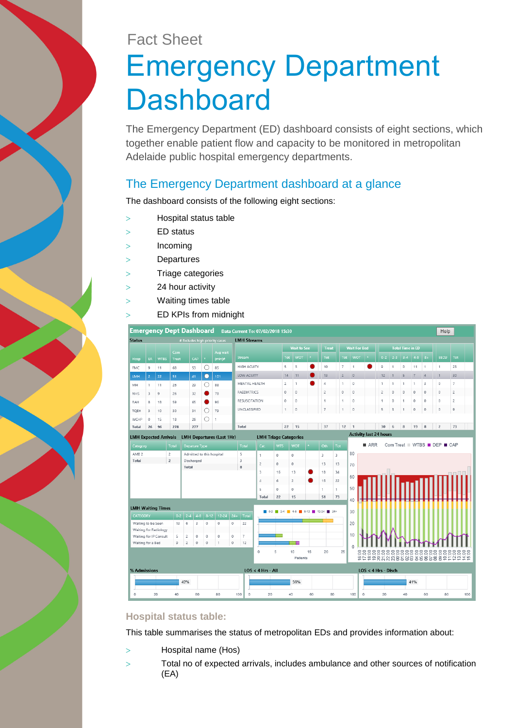Fact Sheet

# Emergency Department Dashboard

The Emergency Department (ED) dashboard consists of eight sections, which together enable patient flow and capacity to be monitored in metropolitan Adelaide public hospital emergency departments.

## The Emergency Department dashboard at a glance

The dashboard consists of the following eight sections:

- Hospital status table
- ED status
- Incoming
- Departures
- Triage categories
- 24 hour activity
- Waiting times table
- ED KPIs from midnight

### Hospital status table:

This table summarises the status of metropolitan EDs and provides information about:

- Hospital name (Hos)
- Total no of expected arrivals, includes ambulance and other sources of notification (EA)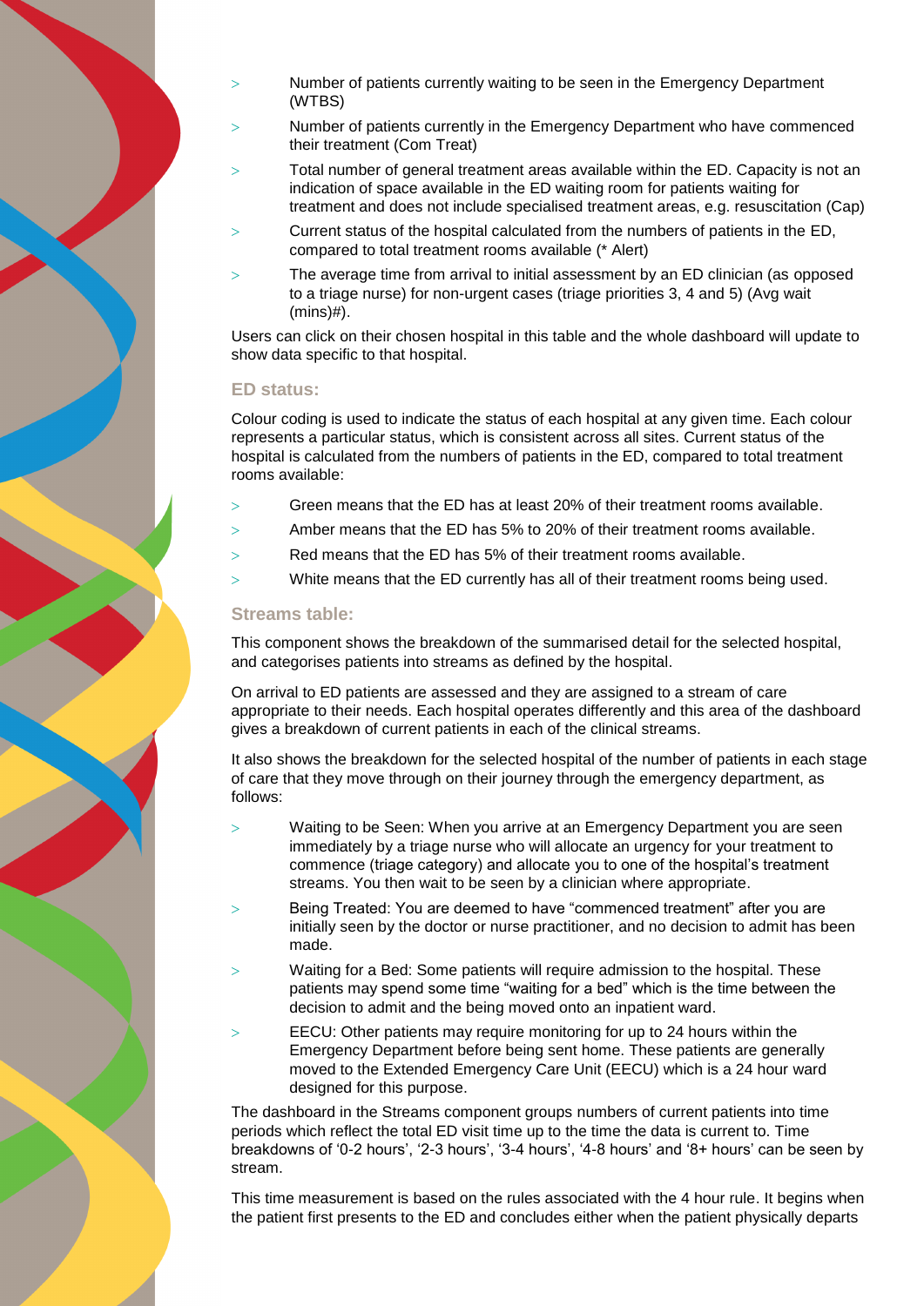- Number of patients currently waiting to be seen in the Emergency Department (WTBS)
- Number of patients currently in the Emergency Department who have commenced their treatment (Com Treat)
- Total number of general treatment areas available within the ED. Capacity is not an indication of space available in the ED waiting room for patients waiting for treatment and does not include specialised treatment areas, e.g. resuscitation (Cap)
- Current status of the hospital calculated from the numbers of patients in the ED, compared to total treatment rooms available (* Alert)
- The average time from arrival to initial assessment by an ED clinician (as opposed to a triage nurse) for non-urgent cases (triage priorities 3, 4 and 5) (Avg wait (mins)#).

Users can click on their chosen hospital in this table and the whole dashboard will update to show data specific to that hospital.

### ED status:

Colour coding is used to indicate the status of each hospital at any given time. Each colour represents a particular status, which is consistent across all sites. Current status of the hospital is calculated from the numbers of patients in the ED, compared to total treatment rooms available:

- Green means that the ED has at least 20% of their treatment rooms available.
- Amber means that the ED has 5% to 20% of their treatment rooms available.
- Red means that the ED has 5% of their treatment rooms available.
- White means that the ED currently has all of their treatment rooms being used.

### Streams table:

This component shows the breakdown of the summarised detail for the selected hospital, and categorises patients into streams as defined by the hospital.

On arrival to ED patients are assessed and they are assigned to a stream of care appropriate to their needs. Each hospital operates differently and this area of the dashboard gives a breakdown of current patients in each of the clinical streams.

It also shows the breakdown for the selected hospital of the number of patients in each stage of care that they move through on their journey through the emergency department, as follows:

- Waiting to be Seen: When you arrive at an Emergency Department you are seen immediately by a triage nurse who will allocate an urgency for your treatment to commence (triage category) and allocate you to one of the hospital's treatment streams. You then wait to be seen by a clinician where appropriate.
- Being Treated: You are deemed to have "commenced treatment" after you are initially seen by the doctor or nurse practitioner, and no decision to admit has been made.
- Waiting for a Bed: Some patients will require admission to the hospital. These patients may spend some time "waiting for a bed" which is the time between the decision to admit and the being moved onto an inpatient ward.
- EECU: Other patients may require monitoring for up to 24 hours within the Emergency Department before being sent home. These patients are generally moved to the Extended Emergency Care Unit (EECU) which is a 24 hour ward designed for this purpose.

The dashboard in the Streams component groups numbers of current patients into time periods which reflect the total ED visit time up to the time the data is current to. Time breakdowns of '0-2 hours', '2-3 hours', '3-4 hours', '4-8 hours' and '8+ hours' can be seen by stream.

This time measurement is based on the rules associated with the 4 hour rule. It begins when the patient first presents to the ED and concludes either when the patient physically departs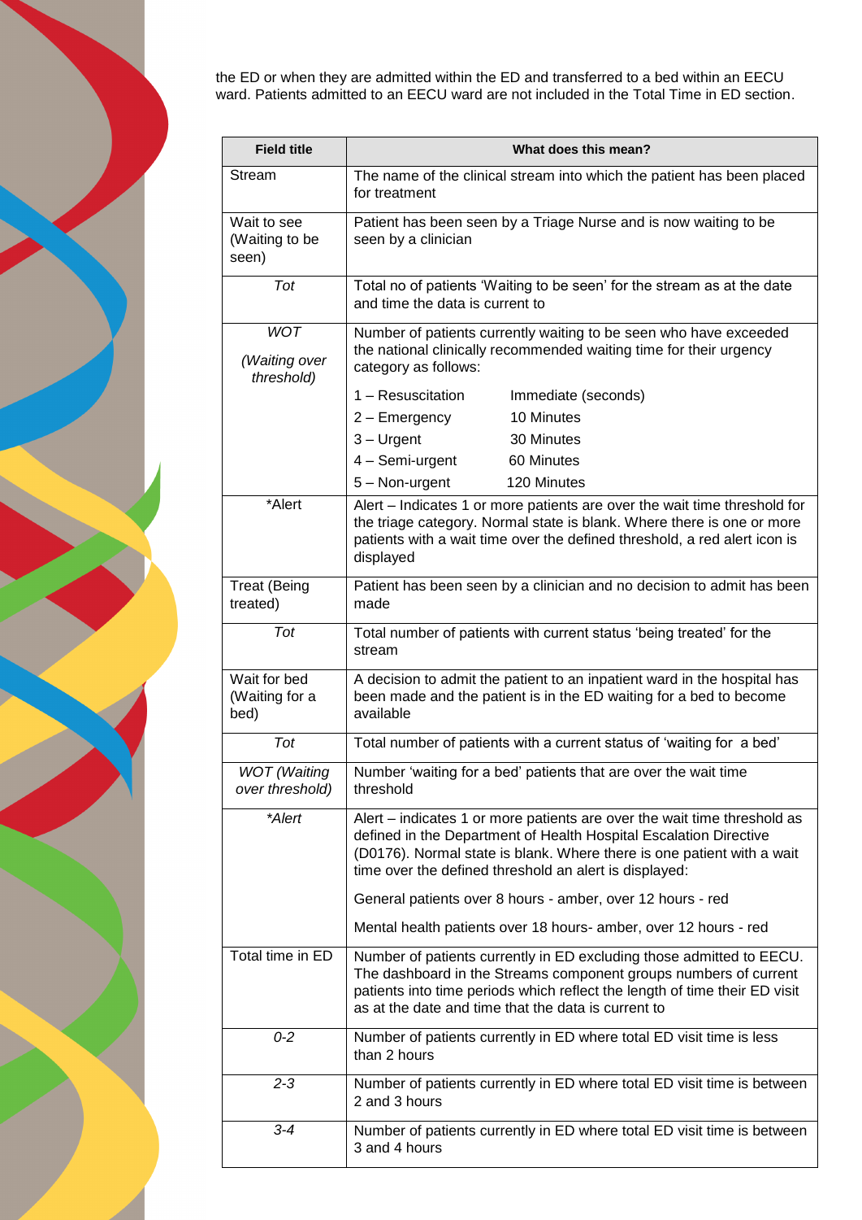the ED or when they are admitted within the ED and transferred to a bed within an EECU ward. Patients admitted to an EECU ward are not included in the Total Time in ED section.

| Field title | What does this mean? |
|---|---|
| Stream | The name of the clinical stream into which the patient has been placed for treatment |
| Wait to see (Waiting to be seen) | Patient has been seen by a Triage Nurse and is now waiting to be seen by a clinician |
| *Tot* | Total no of patients 'Waiting to be seen' for the stream as at the date and time the data is current to |
| *WOT* *(Waiting over threshold)* | Number of patients currently waiting to be seen who have exceeded the national clinically recommended waiting time for their urgency category as follows:<br>1 – Resuscitation Immediate (seconds)<br>2 – Emergency 10 Minutes<br>3 – Urgent 30 Minutes<br>4 – Semi-urgent 60 Minutes<br>5 – Non-urgent 120 Minutes |
| *Alert | Alert – Indicates 1 or more patients are over the wait time threshold for the triage category. Normal state is blank. Where there is one or more patients with a wait time over the defined threshold, a red alert icon is displayed |
| Treat (Being treated) | Patient has been seen by a clinician and no decision to admit has been made |
| *Tot* | Total number of patients with current status 'being treated' for the stream |
| Wait for bed (Waiting for a bed) | A decision to admit the patient to an inpatient ward in the hospital has been made and the patient is in the ED waiting for a bed to become available |
| *Tot* | Total number of patients with a current status of 'waiting for a bed' |
| *WOT (Waiting over threshold)* | Number 'waiting for a bed' patients that are over the wait time threshold |
| **Alert* | Alert – indicates 1 or more patients are over the wait time threshold as defined in the Department of Health Hospital Escalation Directive (D0176). Normal state is blank. Where there is one patient with a wait time over the defined threshold an alert is displayed:<br>General patients over 8 hours - amber, over 12 hours - red<br>Mental health patients over 18 hours- amber, over 12 hours - red |
| Total time in ED | Number of patients currently in ED excluding those admitted to EECU. The dashboard in the Streams component groups numbers of current patients into time periods which reflect the length of time their ED visit as at the date and time that the data is current to |
| *0-2* | Number of patients currently in ED where total ED visit time is less than 2 hours |
| *2-3* | Number of patients currently in ED where total ED visit time is between 2 and 3 hours |
| *3-4* | Number of patients currently in ED where total ED visit time is between 3 and 4 hours |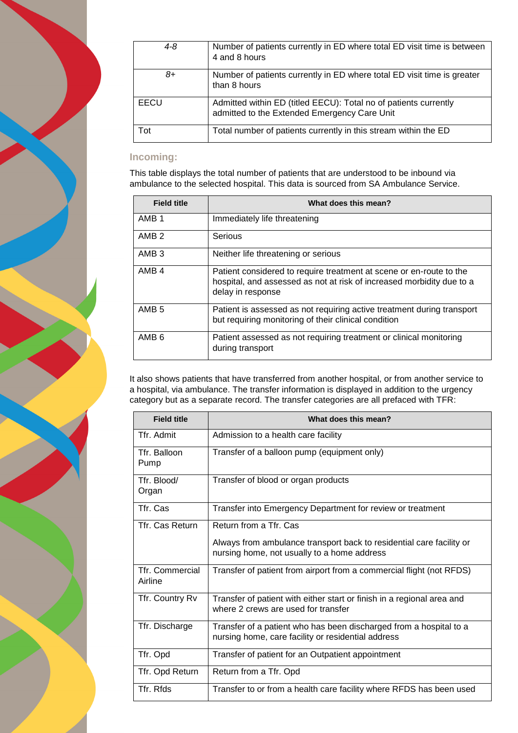| | |
|---|---|
| *4-8* | Number of patients currently in ED where total ED visit time is between 4 and 8 hours |
| *8+* | Number of patients currently in ED where total ED visit time is greater than 8 hours |
| EECU | Admitted within ED (titled EECU): Total no of patients currently admitted to the Extended Emergency Care Unit |
| Tot | Total number of patients currently in this stream within the ED |

### Incoming:

This table displays the total number of patients that are understood to be inbound via ambulance to the selected hospital. This data is sourced from SA Ambulance Service.

| Field title | What does this mean? |
|---|---|
| AMB 1 | Immediately life threatening |
| AMB 2 | Serious |
| AMB 3 | Neither life threatening or serious |
| AMB 4 | Patient considered to require treatment at scene or en-route to the hospital, and assessed as not at risk of increased morbidity due to a delay in response |
| AMB 5 | Patient is assessed as not requiring active treatment during transport but requiring monitoring of their clinical condition |
| AMB 6 | Patient assessed as not requiring treatment or clinical monitoring during transport |

It also shows patients that have transferred from another hospital, or from another service to a hospital, via ambulance. The transfer information is displayed in addition to the urgency category but as a separate record. The transfer categories are all prefaced with TFR:

| Field title | What does this mean? |
|---|---|
| Tfr. Admit | Admission to a health care facility |
| Tfr. Balloon Pump | Transfer of a balloon pump (equipment only) |
| Tfr. Blood/ Organ | Transfer of blood or organ products |
| Tfr. Cas | Transfer into Emergency Department for review or treatment |
| Tfr. Cas Return | Return from a Tfr. Cas<br><br>Always from ambulance transport back to residential care facility or nursing home, not usually to a home address |
| Tfr. Commercial Airline | Transfer of patient from airport from a commercial flight (not RFDS) |
| Tfr. Country Rv | Transfer of patient with either start or finish in a regional area and where 2 crews are used for transfer |
| Tfr. Discharge | Transfer of a patient who has been discharged from a hospital to a nursing home, care facility or residential address |
| Tfr. Opd | Transfer of patient for an Outpatient appointment |
| Tfr. Opd Return | Return from a Tfr. Opd |
| Tfr. Rfds | Transfer to or from a health care facility where RFDS has been used |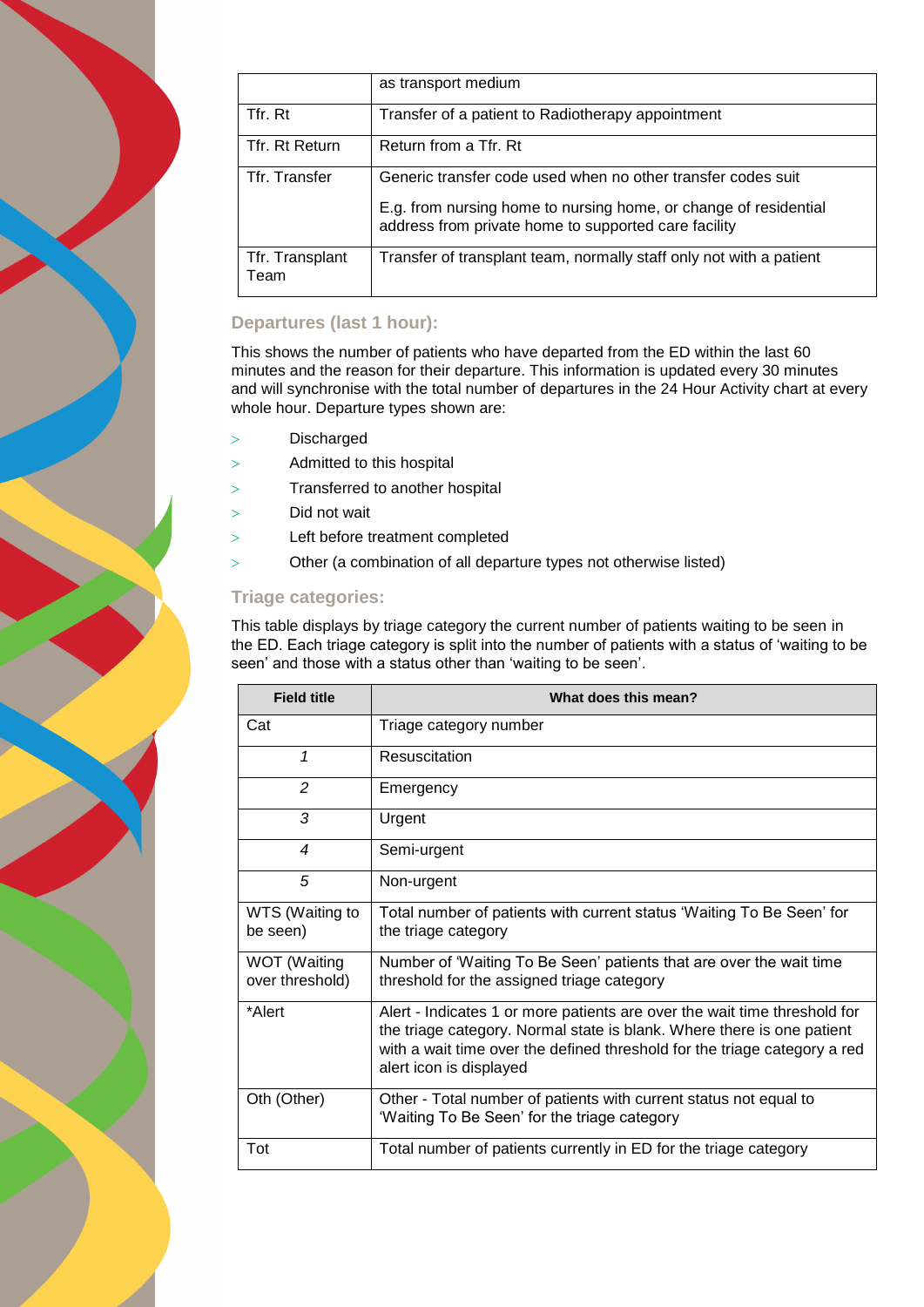| | as transport medium |
|---|---|
| Tfr. Rt | Transfer of a patient to Radiotherapy appointment |
| Tfr. Rt Return | Return from a Tfr. Rt |
| Tfr. Transfer | Generic transfer code used when no other transfer codes suit<br><br>E.g. from nursing home to nursing home, or change of residential address from private home to supported care facility |
| Tfr. Transplant Team | Transfer of transplant team, normally staff only not with a patient |

### Departures (last 1 hour):

This shows the number of patients who have departed from the ED within the last 60 minutes and the reason for their departure. This information is updated every 30 minutes and will synchronise with the total number of departures in the 24 Hour Activity chart at every whole hour. Departure types shown are:

- Discharged
- Admitted to this hospital
- Transferred to another hospital
- Did not wait
- Left before treatment completed
- Other (a combination of all departure types not otherwise listed)

### Triage categories:

This table displays by triage category the current number of patients waiting to be seen in the ED. Each triage category is split into the number of patients with a status of 'waiting to be seen' and those with a status other than 'waiting to be seen'.

| Field title | What does this mean? |
|---|---|
| Cat | Triage category number |
| *1* | Resuscitation |
| *2* | Emergency |
| *3* | Urgent |
| *4* | Semi-urgent |
| *5* | Non-urgent |
| WTS (Waiting to be seen) | Total number of patients with current status 'Waiting To Be Seen' for the triage category |
| WOT (Waiting over threshold) | Number of 'Waiting To Be Seen' patients that are over the wait time threshold for the assigned triage category |
| *Alert | Alert - Indicates 1 or more patients are over the wait time threshold for the triage category. Normal state is blank. Where there is one patient with a wait time over the defined threshold for the triage category a red alert icon is displayed |
| Oth (Other) | Other - Total number of patients with current status not equal to 'Waiting To Be Seen' for the triage category |
| Tot | Total number of patients currently in ED for the triage category |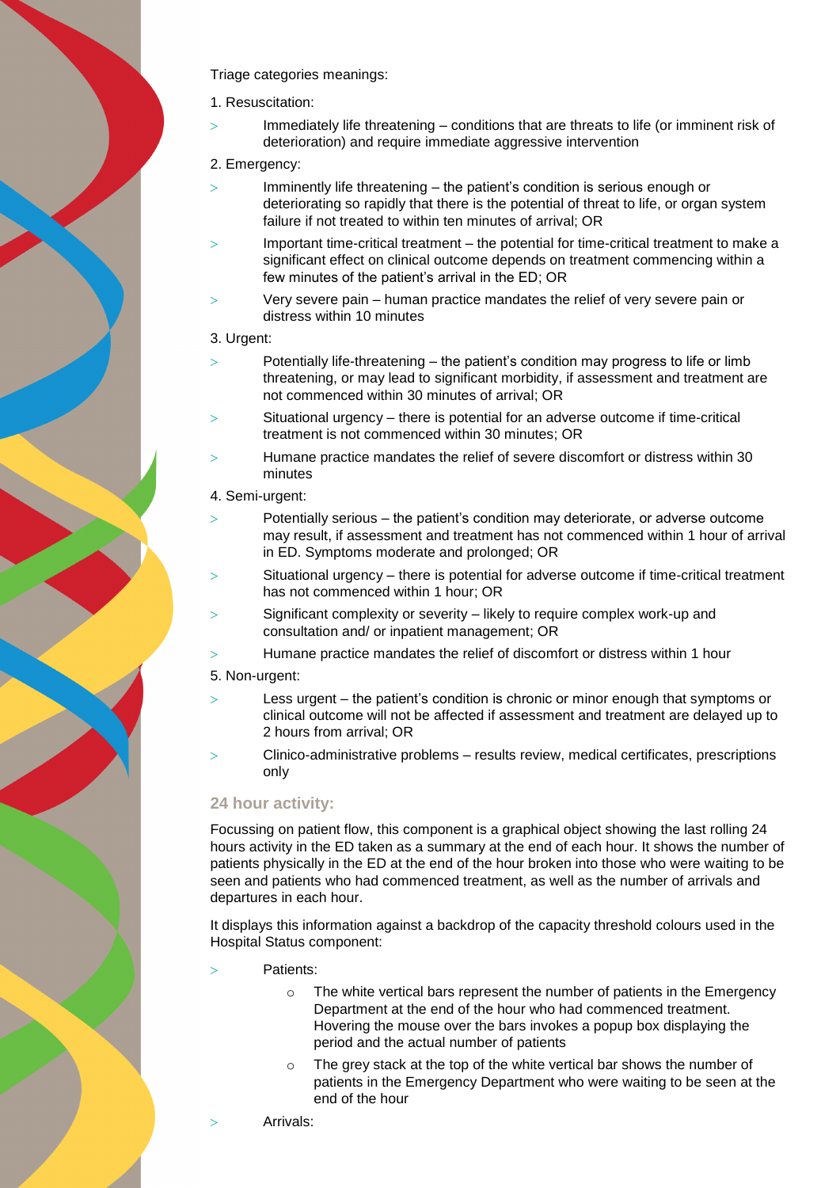Triage categories meanings:

1. Resuscitation:
   - Immediately life threatening – conditions that are threats to life (or imminent risk of deterioration) and require immediate aggressive intervention

2. Emergency:
   - Imminently life threatening – the patient's condition is serious enough or deteriorating so rapidly that there is the potential of threat to life, or organ system failure if not treated to within ten minutes of arrival; OR
   - Important time-critical treatment – the potential for time-critical treatment to make a significant effect on clinical outcome depends on treatment commencing within a few minutes of the patient's arrival in the ED; OR
   - Very severe pain – human practice mandates the relief of very severe pain or distress within 10 minutes

3. Urgent:
   - Potentially life-threatening – the patient's condition may progress to life or limb threatening, or may lead to significant morbidity, if assessment and treatment are not commenced within 30 minutes of arrival; OR
   - Situational urgency – there is potential for an adverse outcome if time-critical treatment is not commenced within 30 minutes; OR
   - Humane practice mandates the relief of severe discomfort or distress within 30 minutes

4. Semi-urgent:
   - Potentially serious – the patient's condition may deteriorate, or adverse outcome may result, if assessment and treatment has not commenced within 1 hour of arrival in ED. Symptoms moderate and prolonged; OR
   - Situational urgency – there is potential for adverse outcome if time-critical treatment has not commenced within 1 hour; OR
   - Significant complexity or severity – likely to require complex work-up and consultation and/ or inpatient management; OR
   - Humane practice mandates the relief of discomfort or distress within 1 hour

5. Non-urgent:
   - Less urgent – the patient's condition is chronic or minor enough that symptoms or clinical outcome will not be affected if assessment and treatment are delayed up to 2 hours from arrival; OR
   - Clinico-administrative problems – results review, medical certificates, prescriptions only

### 24 hour activity:

Focussing on patient flow, this component is a graphical object showing the last rolling 24 hours activity in the ED taken as a summary at the end of each hour. It shows the number of patients physically in the ED at the end of the hour broken into those who were waiting to be seen and patients who had commenced treatment, as well as the number of arrivals and departures in each hour.

It displays this information against a backdrop of the capacity threshold colours used in the Hospital Status component:

- Patients:
  - The white vertical bars represent the number of patients in the Emergency Department at the end of the hour who had commenced treatment. Hovering the mouse over the bars invokes a popup box displaying the period and the actual number of patients
  - The grey stack at the top of the white vertical bar shows the number of patients in the Emergency Department who were waiting to be seen at the end of the hour
- Arrivals: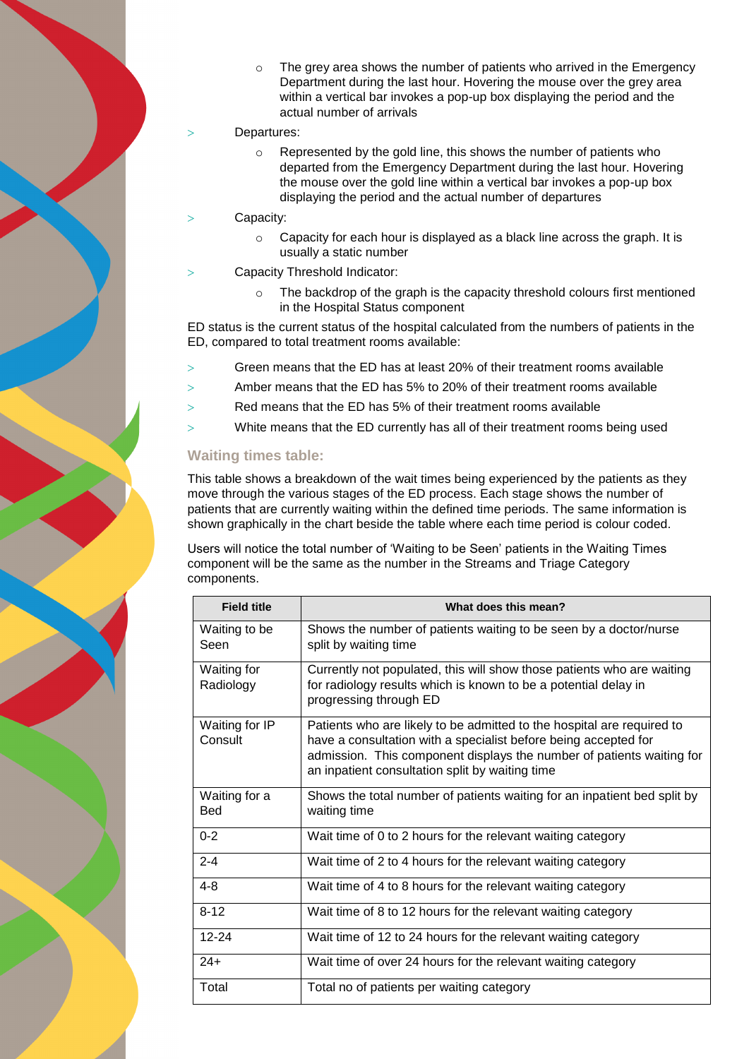- The grey area shows the number of patients who arrived in the Emergency Department during the last hour. Hovering the mouse over the grey area within a vertical bar invokes a pop-up box displaying the period and the actual number of arrivals

- Departures:
   - Represented by the gold line, this shows the number of patients who departed from the Emergency Department during the last hour. Hovering the mouse over the gold line within a vertical bar invokes a pop-up box displaying the period and the actual number of departures
- Capacity:
   - Capacity for each hour is displayed as a black line across the graph. It is usually a static number
- Capacity Threshold Indicator:
   - The backdrop of the graph is the capacity threshold colours first mentioned in the Hospital Status component

ED status is the current status of the hospital calculated from the numbers of patients in the ED, compared to total treatment rooms available:

- Green means that the ED has at least 20% of their treatment rooms available
- Amber means that the ED has 5% to 20% of their treatment rooms available
- Red means that the ED has 5% of their treatment rooms available
- White means that the ED currently has all of their treatment rooms being used

### Waiting times table:

This table shows a breakdown of the wait times being experienced by the patients as they move through the various stages of the ED process. Each stage shows the number of patients that are currently waiting within the defined time periods. The same information is shown graphically in the chart beside the table where each time period is colour coded.

Users will notice the total number of 'Waiting to be Seen' patients in the Waiting Times component will be the same as the number in the Streams and Triage Category components.

| Field title | What does this mean? |
|---|---|
| Waiting to be Seen | Shows the number of patients waiting to be seen by a doctor/nurse split by waiting time |
| Waiting for Radiology | Currently not populated, this will show those patients who are waiting for radiology results which is known to be a potential delay in progressing through ED |
| Waiting for IP Consult | Patients who are likely to be admitted to the hospital are required to have a consultation with a specialist before being accepted for admission. This component displays the number of patients waiting for an inpatient consultation split by waiting time |
| Waiting for a Bed | Shows the total number of patients waiting for an inpatient bed split by waiting time |
| 0-2 | Wait time of 0 to 2 hours for the relevant waiting category |
| 2-4 | Wait time of 2 to 4 hours for the relevant waiting category |
| 4-8 | Wait time of 4 to 8 hours for the relevant waiting category |
| 8-12 | Wait time of 8 to 12 hours for the relevant waiting category |
| 12-24 | Wait time of 12 to 24 hours for the relevant waiting category |
| 24+ | Wait time of over 24 hours for the relevant waiting category |
| Total | Total no of patients per waiting category |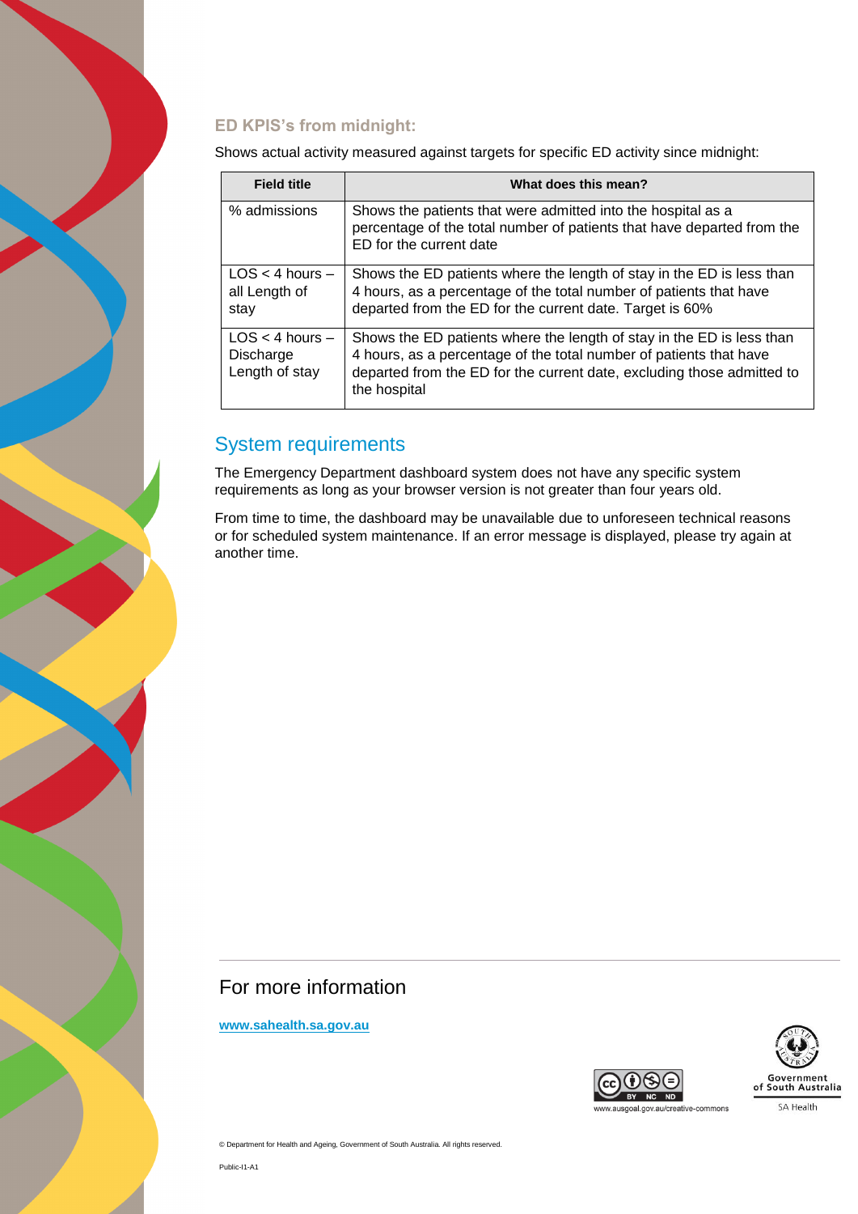### ED KPIS's from midnight:

Shows actual activity measured against targets for specific ED activity since midnight:

| Field title | What does this mean? |
|---|---|
| % admissions | Shows the patients that were admitted into the hospital as a percentage of the total number of patients that have departed from the ED for the current date |
| LOS < 4 hours – all Length of stay | Shows the ED patients where the length of stay in the ED is less than 4 hours, as a percentage of the total number of patients that have departed from the ED for the current date. Target is 60% |
| LOS < 4 hours – Discharge Length of stay | Shows the ED patients where the length of stay in the ED is less than 4 hours, as a percentage of the total number of patients that have departed from the ED for the current date, excluding those admitted to the hospital |

## System requirements

The Emergency Department dashboard system does not have any specific system requirements as long as your browser version is not greater than four years old.

From time to time, the dashboard may be unavailable due to unforeseen technical reasons or for scheduled system maintenance. If an error message is displayed, please try again at another time.

## For more information

**www.sahealth.sa.gov.au**

www.ausgoal.gov.au/creative-commons

Government of South Australia

SA Health

© Department for Health and Ageing, Government of South Australia. All rights reserved.

Public-I1-A1